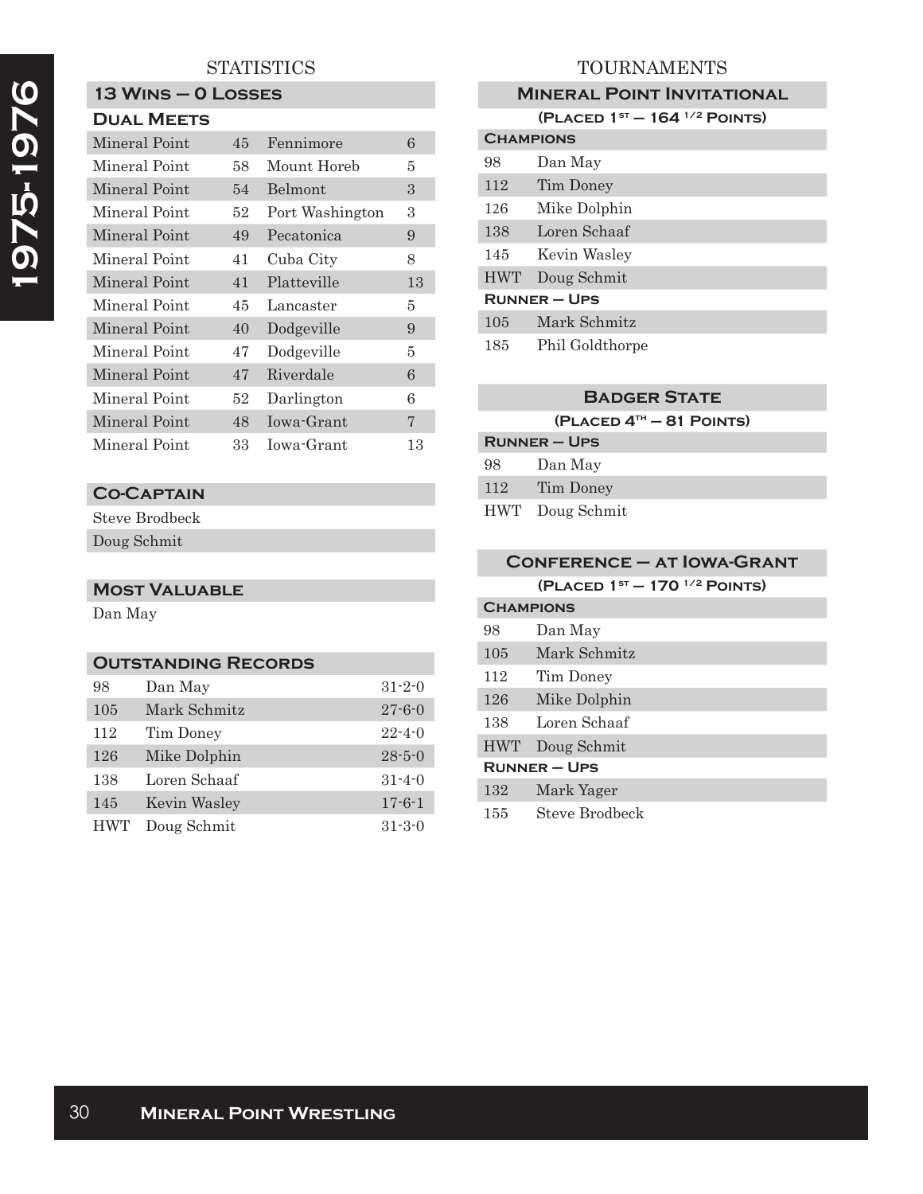# 1975-1976

## STATISTICS

### 13 Wins – 0 Losses

### Dual Meets

| | | | |
|---|---|---|---|
| Mineral Point | 45 | Fennimore | 6 |
| Mineral Point | 58 | Mount Horeb | 5 |
| Mineral Point | 54 | Belmont | 3 |
| Mineral Point | 52 | Port Washington | 3 |
| Mineral Point | 49 | Pecatonica | 9 |
| Mineral Point | 41 | Cuba City | 8 |
| Mineral Point | 41 | Platteville | 13 |
| Mineral Point | 45 | Lancaster | 5 |
| Mineral Point | 40 | Dodgeville | 9 |
| Mineral Point | 47 | Dodgeville | 5 |
| Mineral Point | 47 | Riverdale | 6 |
| Mineral Point | 52 | Darlington | 6 |
| Mineral Point | 48 | Iowa-Grant | 7 |
| Mineral Point | 33 | Iowa-Grant | 13 |

### Co-Captain

Steve Brodbeck
Doug Schmit

### Most Valuable

Dan May

### Outstanding Records

| | | |
|---|---|---|
| 98 | Dan May | 31-2-0 |
| 105 | Mark Schmitz | 27-6-0 |
| 112 | Tim Doney | 22-4-0 |
| 126 | Mike Dolphin | 28-5-0 |
| 138 | Loren Schaaf | 31-4-0 |
| 145 | Kevin Wasley | 17-6-1 |
| HWT | Doug Schmit | 31-3-0 |

## TOURNAMENTS

### Mineral Point Invitational

**(Placed 1st – 164 ½ Points)**

**Champions**

| | |
|---|---|
| 98 | Dan May |
| 112 | Tim Doney |
| 126 | Mike Dolphin |
| 138 | Loren Schaaf |
| 145 | Kevin Wasley |
| HWT | Doug Schmit |

**Runner – Ups**

| | |
|---|---|
| 105 | Mark Schmitz |
| 185 | Phil Goldthorpe |

### Badger State

**(Placed 4th – 81 Points)**

**Runner – Ups**

| | |
|---|---|
| 98 | Dan May |
| 112 | Tim Doney |
| HWT | Doug Schmit |

### Conference – at Iowa-Grant

**(Placed 1st – 170 ½ Points)**

**Champions**

| | |
|---|---|
| 98 | Dan May |
| 105 | Mark Schmitz |
| 112 | Tim Doney |
| 126 | Mike Dolphin |
| 138 | Loren Schaaf |
| HWT | Doug Schmit |

**Runner – Ups**

| | |
|---|---|
| 132 | Mark Yager |
| 155 | Steve Brodbeck |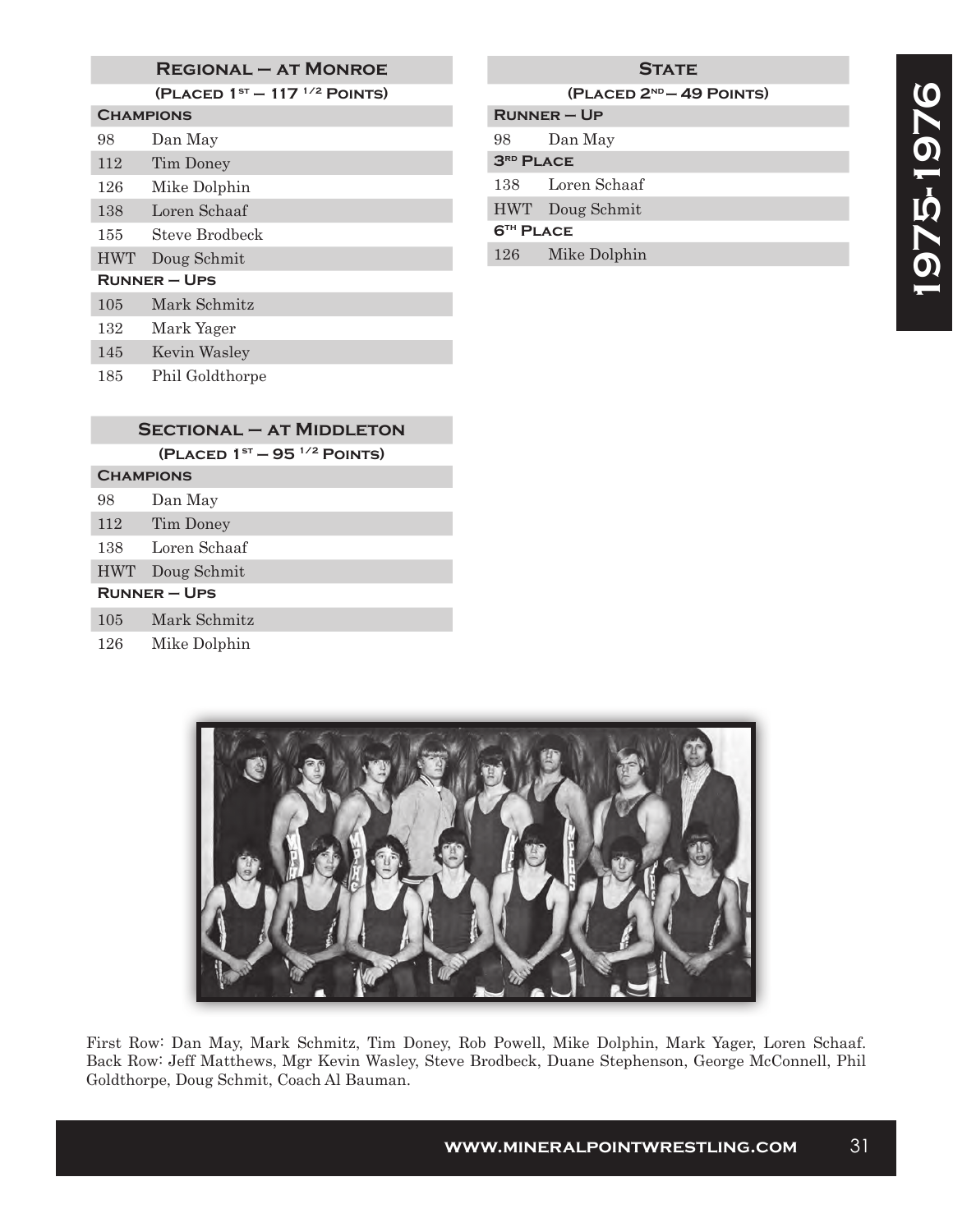## Regional – at Monroe

(Placed 1st – 117 1/2 Points)

| | |
|---|---|
| **Champions** | |
| 98 | Dan May |
| 112 | Tim Doney |
| 126 | Mike Dolphin |
| 138 | Loren Schaaf |
| 155 | Steve Brodbeck |
| HWT | Doug Schmit |
| **Runner – Ups** | |
| 105 | Mark Schmitz |
| 132 | Mark Yager |
| 145 | Kevin Wasley |
| 185 | Phil Goldthorpe |

## Sectional – at Middleton

(Placed 1st – 95 1/2 Points)

| | |
|---|---|
| **Champions** | |
| 98 | Dan May |
| 112 | Tim Doney |
| 138 | Loren Schaaf |
| HWT | Doug Schmit |
| **Runner – Ups** | |
| 105 | Mark Schmitz |
| 126 | Mike Dolphin |

## State

(Placed 2nd – 49 Points)

| | |
|---|---|
| **Runner – Up** | |
| 98 | Dan May |
| **3rd Place** | |
| 138 | Loren Schaaf |
| HWT | Doug Schmit |
| **6th Place** | |
| 126 | Mike Dolphin |

First Row: Dan May, Mark Schmitz, Tim Doney, Rob Powell, Mike Dolphin, Mark Yager, Loren Schaaf. Back Row: Jeff Matthews, Mgr Kevin Wasley, Steve Brodbeck, Duane Stephenson, George McConnell, Phil Goldthorpe, Doug Schmit, Coach Al Bauman.